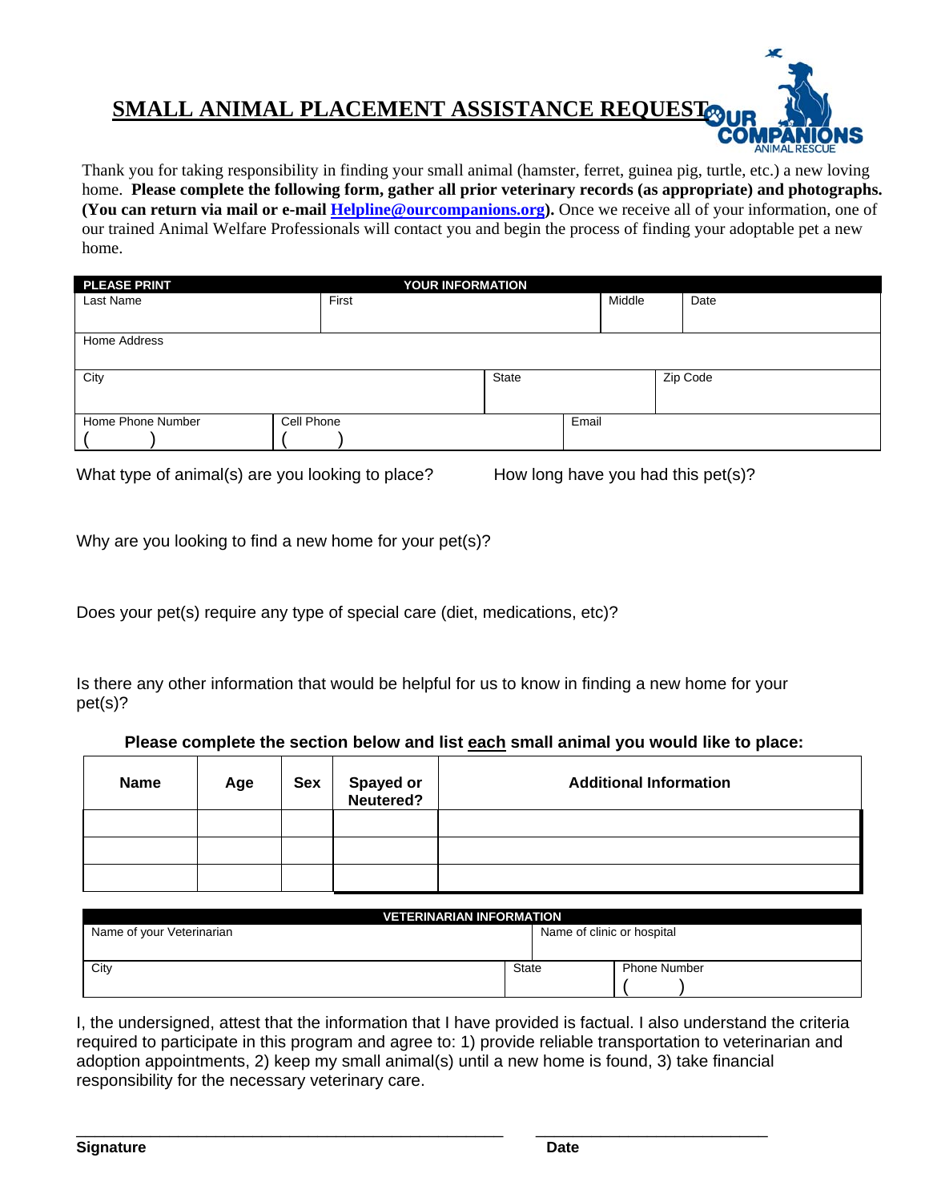# SMALL ANIMAL PLACEMENT ASSISTANCE REQUEST

OUR COMPANIONS ANIMAL RESCUE

Thank you for taking responsibility in finding your small animal (hamster, ferret, guinea pig, turtle, etc.) a new loving home. **Please complete the following form, gather all prior veterinary records (as appropriate) and photographs. (You can return via mail or e-mail [Helpline@ourcompanions.org](mailto:Helpline@ourcompanions.org)).** Once we receive all of your information, one of our trained Animal Welfare Professionals will contact you and begin the process of finding your adoptable pet a new home.

| PLEASE PRINT | YOUR INFORMATION | | |
|---|---|---|---|
| Last Name | First | Middle | Date |
| Home Address | | | |
| City | State | Zip Code | |
| Home Phone Number ( ) | Cell Phone ( ) | Email | |

What type of animal(s) are you looking to place?

How long have you had this pet(s)?

Why are you looking to find a new home for your pet(s)?

Does your pet(s) require any type of special care (diet, medications, etc)?

Is there any other information that would be helpful for us to know in finding a new home for your pet(s)?

**Please complete the section below and list each small animal you would like to place:**

| Name | Age | Sex | Spayed or Neutered? | Additional Information |
|---|---|---|---|---|
| | | | | |
| | | | | |
| | | | | |

| VETERINARIAN INFORMATION | | |
|---|---|---|
| Name of your Veterinarian | Name of clinic or hospital | |
| City | State | Phone Number ( ) |

I, the undersigned, attest that the information that I have provided is factual. I also understand the criteria required to participate in this program and agree to: 1) provide reliable transportation to veterinarian and adoption appointments, 2) keep my small animal(s) until a new home is found, 3) take financial responsibility for the necessary veterinary care.

**Signature** ______________________________ **Date** ______________________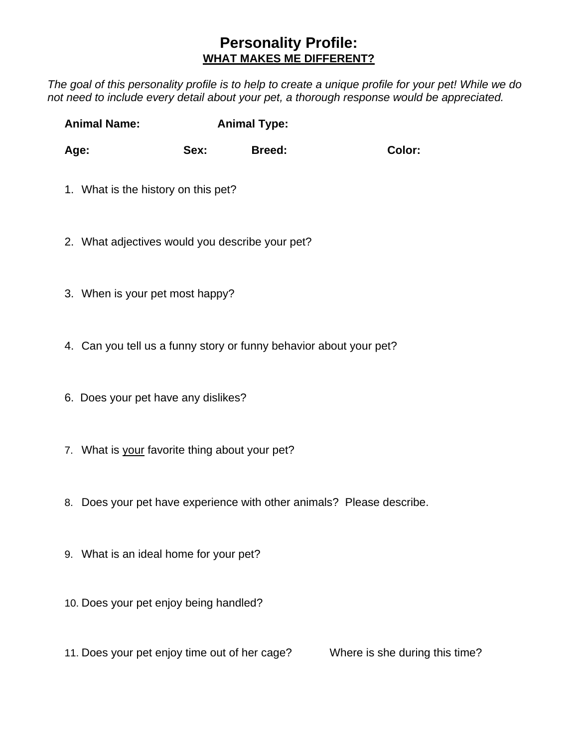# Personality Profile:

**WHAT MAKES ME DIFFERENT?**

*The goal of this personality profile is to help to create a unique profile for your pet! While we do not need to include every detail about your pet, a thorough response would be appreciated.*

**Animal Name:** **Animal Type:**

**Age:** **Sex:** **Breed:** **Color:**

1. What is the history on this pet?

2. What adjectives would you describe your pet?

3. When is your pet most happy?

4. Can you tell us a funny story or funny behavior about your pet?

6. Does your pet have any dislikes?

7. What is <u>your</u> favorite thing about your pet?

8. Does your pet have experience with other animals? Please describe.

9. What is an ideal home for your pet?

10. Does your pet enjoy being handled?

11. Does your pet enjoy time out of her cage? Where is she during this time?